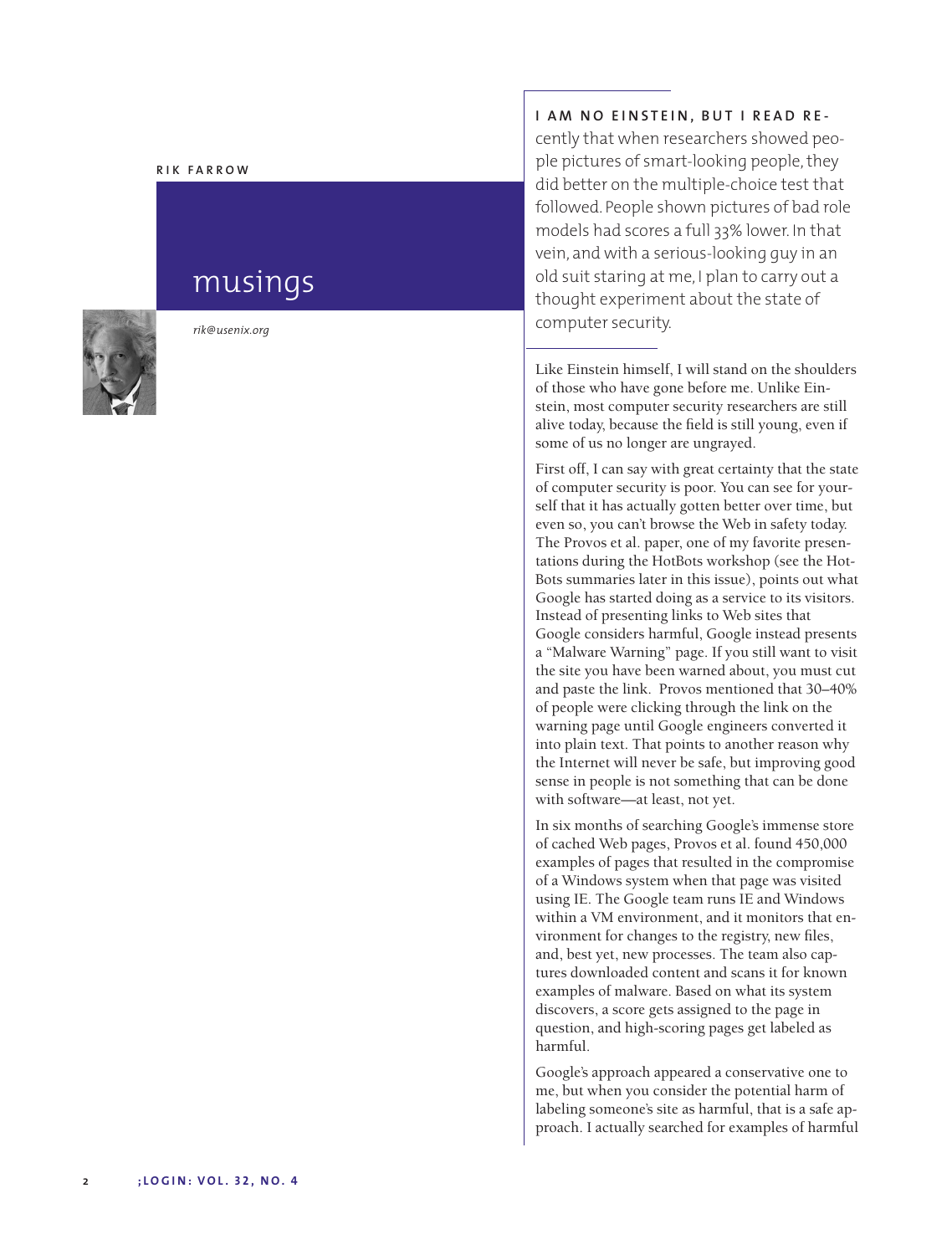RIK FARROW

# musings

*rik@usenix.org*

**I AM NO EINSTEIN, BUT I READ RE-** cently that when researchers showed people pictures of smart-looking people, they did better on the multiple-choice test that followed. People shown pictures of bad role models had scores a full 33% lower. In that vein, and with a serious-looking guy in an old suit staring at me, I plan to carry out a thought experiment about the state of computer security.

Like Einstein himself, I will stand on the shoulders of those who have gone before me. Unlike Einstein, most computer security researchers are still alive today, because the field is still young, even if some of us no longer are ungrayed.

First off, I can say with great certainty that the state of computer security is poor. You can see for yourself that it has actually gotten better over time, but even so, you can't browse the Web in safety today. The Provos et al. paper, one of my favorite presentations during the HotBots workshop (see the HotBots summaries later in this issue), points out what Google has started doing as a service to its visitors. Instead of presenting links to Web sites that Google considers harmful, Google instead presents a "Malware Warning" page. If you still want to visit the site you have been warned about, you must cut and paste the link. Provos mentioned that 30–40% of people were clicking through the link on the warning page until Google engineers converted it into plain text. That points to another reason why the Internet will never be safe, but improving good sense in people is not something that can be done with software—at least, not yet.

In six months of searching Google's immense store of cached Web pages, Provos et al. found 450,000 examples of pages that resulted in the compromise of a Windows system when that page was visited using IE. The Google team runs IE and Windows within a VM environment, and it monitors that environment for changes to the registry, new files, and, best yet, new processes. The team also captures downloaded content and scans it for known examples of malware. Based on what its system discovers, a score gets assigned to the page in question, and high-scoring pages get labeled as harmful.

Google's approach appeared a conservative one to me, but when you consider the potential harm of labeling someone's site as harmful, that is a safe approach. I actually searched for examples of harmful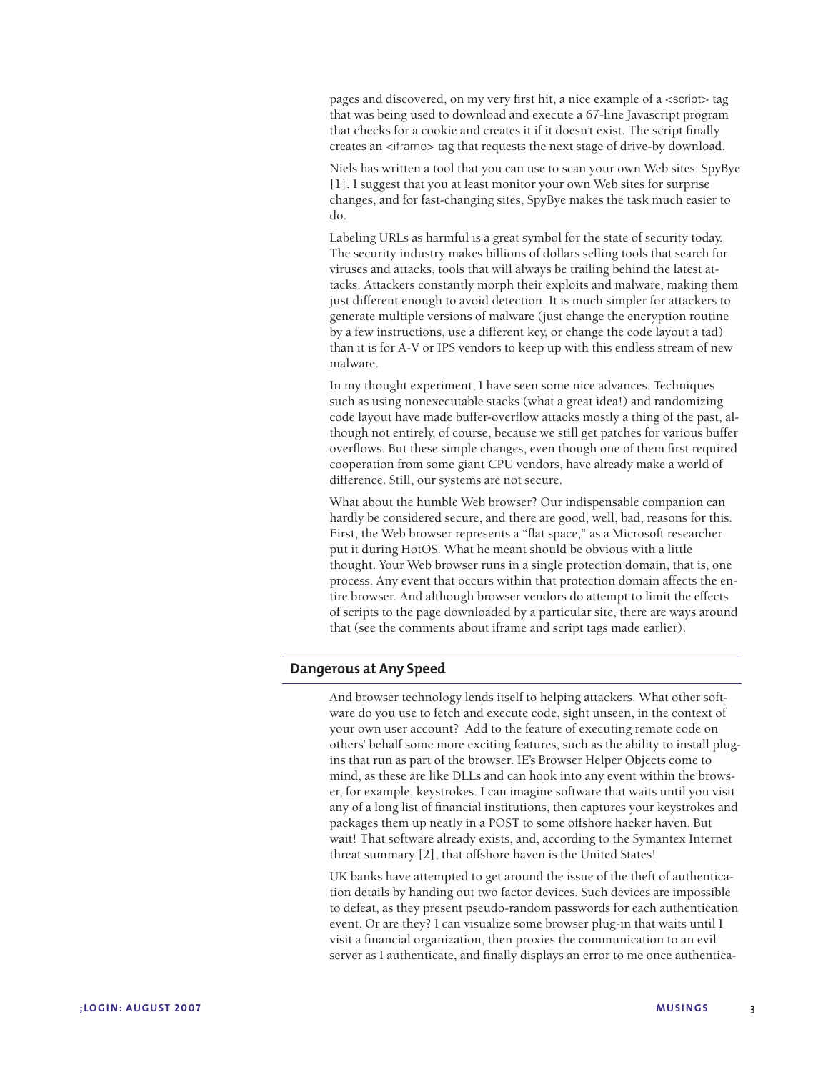pages and discovered, on my very first hit, a nice example of a <script> tag that was being used to download and execute a 67-line Javascript program that checks for a cookie and creates it if it doesn't exist. The script finally creates an <iframe> tag that requests the next stage of drive-by download.

Niels has written a tool that you can use to scan your own Web sites: SpyBye [1]. I suggest that you at least monitor your own Web sites for surprise changes, and for fast-changing sites, SpyBye makes the task much easier to do.

Labeling URLs as harmful is a great symbol for the state of security today. The security industry makes billions of dollars selling tools that search for viruses and attacks, tools that will always be trailing behind the latest attacks. Attackers constantly morph their exploits and malware, making them just different enough to avoid detection. It is much simpler for attackers to generate multiple versions of malware (just change the encryption routine by a few instructions, use a different key, or change the code layout a tad) than it is for A-V or IPS vendors to keep up with this endless stream of new malware.

In my thought experiment, I have seen some nice advances. Techniques such as using nonexecutable stacks (what a great idea!) and randomizing code layout have made buffer-overflow attacks mostly a thing of the past, although not entirely, of course, because we still get patches for various buffer overflows. But these simple changes, even though one of them first required cooperation from some giant CPU vendors, have already make a world of difference. Still, our systems are not secure.

What about the humble Web browser? Our indispensable companion can hardly be considered secure, and there are good, well, bad, reasons for this. First, the Web browser represents a "flat space," as a Microsoft researcher put it during HotOS. What he meant should be obvious with a little thought. Your Web browser runs in a single protection domain, that is, one process. Any event that occurs within that protection domain affects the entire browser. And although browser vendors do attempt to limit the effects of scripts to the page downloaded by a particular site, there are ways around that (see the comments about iframe and script tags made earlier).

## Dangerous at Any Speed

And browser technology lends itself to helping attackers. What other software do you use to fetch and execute code, sight unseen, in the context of your own user account? Add to the feature of executing remote code on others' behalf some more exciting features, such as the ability to install plugins that run as part of the browser. IE's Browser Helper Objects come to mind, as these are like DLLs and can hook into any event within the browser, for example, keystrokes. I can imagine software that waits until you visit any of a long list of financial institutions, then captures your keystrokes and packages them up neatly in a POST to some offshore hacker haven. But wait! That software already exists, and, according to the Symantex Internet threat summary [2], that offshore haven is the United States!

UK banks have attempted to get around the issue of the theft of authentication details by handing out two factor devices. Such devices are impossible to defeat, as they present pseudo-random passwords for each authentication event. Or are they? I can visualize some browser plug-in that waits until I visit a financial organization, then proxies the communication to an evil server as I authenticate, and finally displays an error to me once authentica-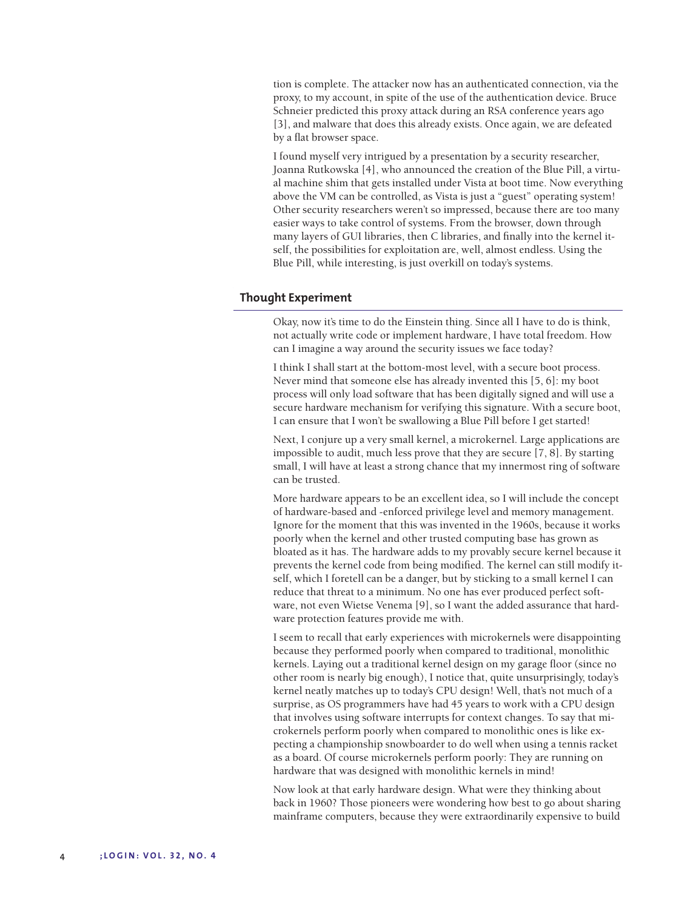tion is complete. The attacker now has an authenticated connection, via the proxy, to my account, in spite of the use of the authentication device. Bruce Schneier predicted this proxy attack during an RSA conference years ago [3], and malware that does this already exists. Once again, we are defeated by a flat browser space.

I found myself very intrigued by a presentation by a security researcher, Joanna Rutkowska [4], who announced the creation of the Blue Pill, a virtual machine shim that gets installed under Vista at boot time. Now everything above the VM can be controlled, as Vista is just a "guest" operating system! Other security researchers weren't so impressed, because there are too many easier ways to take control of systems. From the browser, down through many layers of GUI libraries, then C libraries, and finally into the kernel itself, the possibilities for exploitation are, well, almost endless. Using the Blue Pill, while interesting, is just overkill on today's systems.

## Thought Experiment

Okay, now it's time to do the Einstein thing. Since all I have to do is think, not actually write code or implement hardware, I have total freedom. How can I imagine a way around the security issues we face today?

I think I shall start at the bottom-most level, with a secure boot process. Never mind that someone else has already invented this [5, 6]: my boot process will only load software that has been digitally signed and will use a secure hardware mechanism for verifying this signature. With a secure boot, I can ensure that I won't be swallowing a Blue Pill before I get started!

Next, I conjure up a very small kernel, a microkernel. Large applications are impossible to audit, much less prove that they are secure [7, 8]. By starting small, I will have at least a strong chance that my innermost ring of software can be trusted.

More hardware appears to be an excellent idea, so I will include the concept of hardware-based and -enforced privilege level and memory management. Ignore for the moment that this was invented in the 1960s, because it works poorly when the kernel and other trusted computing base has grown as bloated as it has. The hardware adds to my provably secure kernel because it prevents the kernel code from being modified. The kernel can still modify itself, which I foretell can be a danger, but by sticking to a small kernel I can reduce that threat to a minimum. No one has ever produced perfect software, not even Wietse Venema [9], so I want the added assurance that hardware protection features provide me with.

I seem to recall that early experiences with microkernels were disappointing because they performed poorly when compared to traditional, monolithic kernels. Laying out a traditional kernel design on my garage floor (since no other room is nearly big enough), I notice that, quite unsurprisingly, today's kernel neatly matches up to today's CPU design! Well, that's not much of a surprise, as OS programmers have had 45 years to work with a CPU design that involves using software interrupts for context changes. To say that microkernels perform poorly when compared to monolithic ones is like expecting a championship snowboarder to do well when using a tennis racket as a board. Of course microkernels perform poorly: They are running on hardware that was designed with monolithic kernels in mind!

Now look at that early hardware design. What were they thinking about back in 1960? Those pioneers were wondering how best to go about sharing mainframe computers, because they were extraordinarily expensive to build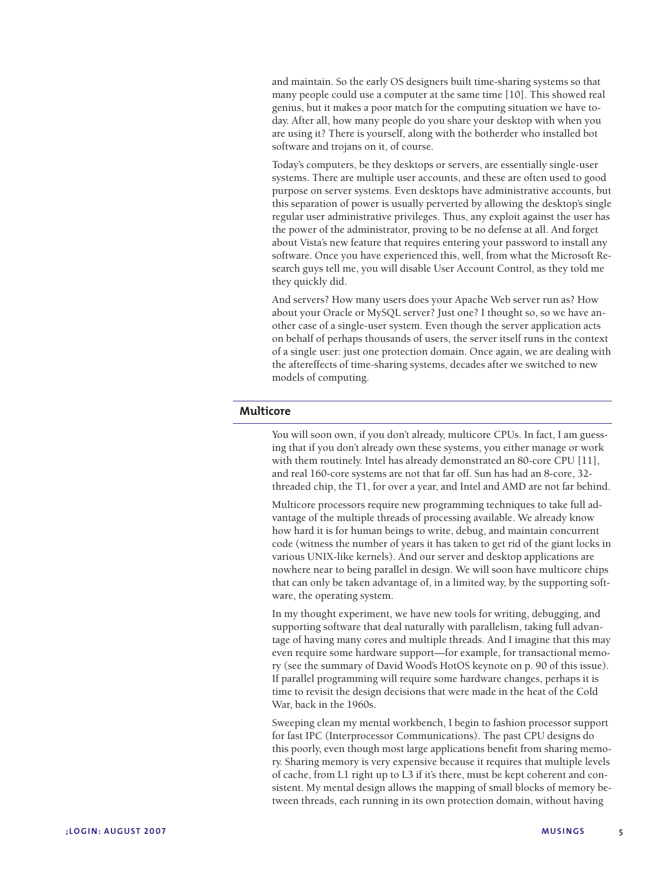and maintain. So the early OS designers built time-sharing systems so that many people could use a computer at the same time [10]. This showed real genius, but it makes a poor match for the computing situation we have today. After all, how many people do you share your desktop with when you are using it? There is yourself, along with the botherder who installed bot software and trojans on it, of course.

Today's computers, be they desktops or servers, are essentially single-user systems. There are multiple user accounts, and these are often used to good purpose on server systems. Even desktops have administrative accounts, but this separation of power is usually perverted by allowing the desktop's single regular user administrative privileges. Thus, any exploit against the user has the power of the administrator, proving to be no defense at all. And forget about Vista's new feature that requires entering your password to install any software. Once you have experienced this, well, from what the Microsoft Research guys tell me, you will disable User Account Control, as they told me they quickly did.

And servers? How many users does your Apache Web server run as? How about your Oracle or MySQL server? Just one? I thought so, so we have another case of a single-user system. Even though the server application acts on behalf of perhaps thousands of users, the server itself runs in the context of a single user: just one protection domain. Once again, we are dealing with the aftereffects of time-sharing systems, decades after we switched to new models of computing.

## Multicore

You will soon own, if you don't already, multicore CPUs. In fact, I am guessing that if you don't already own these systems, you either manage or work with them routinely. Intel has already demonstrated an 80-core CPU [11], and real 160-core systems are not that far off. Sun has had an 8-core, 32-threaded chip, the T1, for over a year, and Intel and AMD are not far behind.

Multicore processors require new programming techniques to take full advantage of the multiple threads of processing available. We already know how hard it is for human beings to write, debug, and maintain concurrent code (witness the number of years it has taken to get rid of the giant locks in various UNIX-like kernels). And our server and desktop applications are nowhere near to being parallel in design. We will soon have multicore chips that can only be taken advantage of, in a limited way, by the supporting software, the operating system.

In my thought experiment, we have new tools for writing, debugging, and supporting software that deal naturally with parallelism, taking full advantage of having many cores and multiple threads. And I imagine that this may even require some hardware support—for example, for transactional memory (see the summary of David Wood's HotOS keynote on p. 90 of this issue). If parallel programming will require some hardware changes, perhaps it is time to revisit the design decisions that were made in the heat of the Cold War, back in the 1960s.

Sweeping clean my mental workbench, I begin to fashion processor support for fast IPC (Interprocessor Communications). The past CPU designs do this poorly, even though most large applications benefit from sharing memory. Sharing memory is very expensive because it requires that multiple levels of cache, from L1 right up to L3 if it's there, must be kept coherent and consistent. My mental design allows the mapping of small blocks of memory between threads, each running in its own protection domain, without having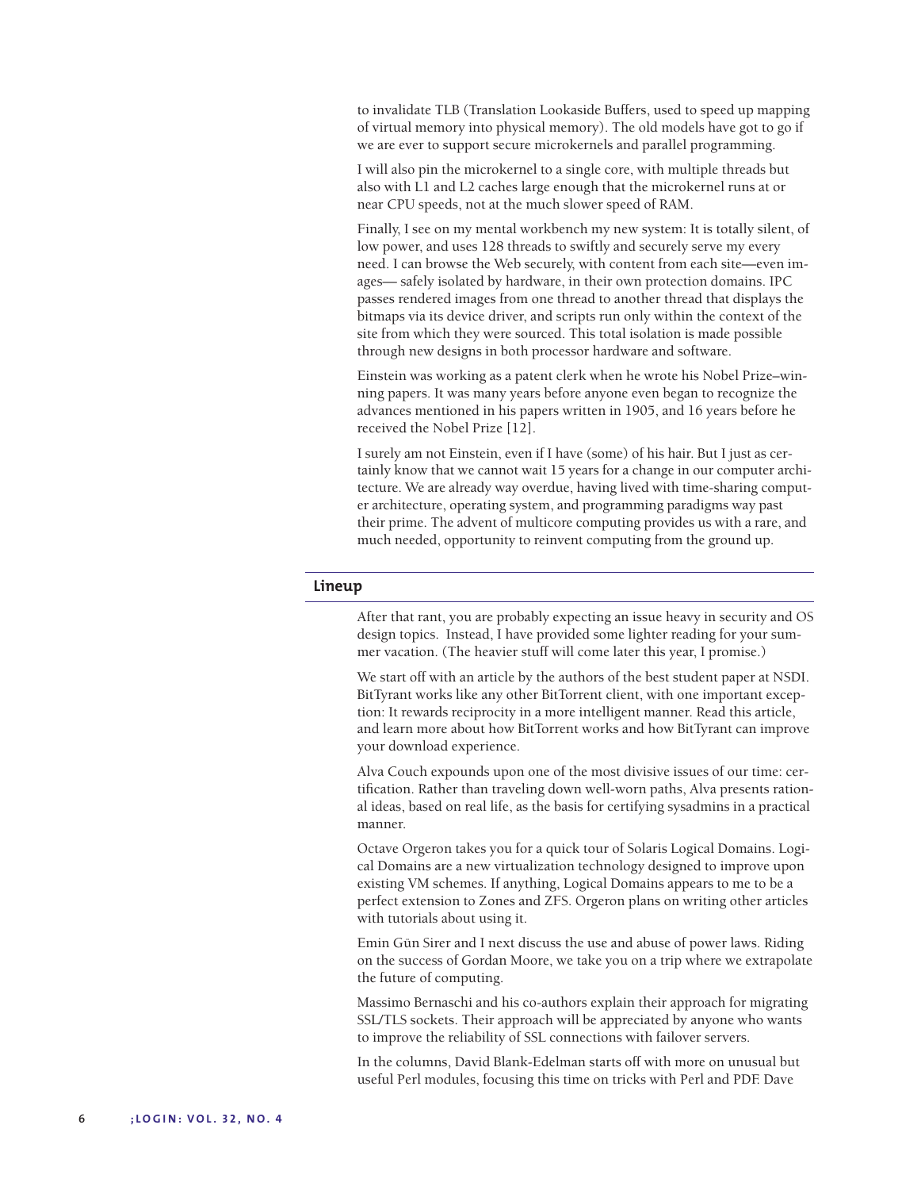to invalidate TLB (Translation Lookaside Buffers, used to speed up mapping of virtual memory into physical memory). The old models have got to go if we are ever to support secure microkernels and parallel programming.

I will also pin the microkernel to a single core, with multiple threads but also with L1 and L2 caches large enough that the microkernel runs at or near CPU speeds, not at the much slower speed of RAM.

Finally, I see on my mental workbench my new system: It is totally silent, of low power, and uses 128 threads to swiftly and securely serve my every need. I can browse the Web securely, with content from each site—even images— safely isolated by hardware, in their own protection domains. IPC passes rendered images from one thread to another thread that displays the bitmaps via its device driver, and scripts run only within the context of the site from which they were sourced. This total isolation is made possible through new designs in both processor hardware and software.

Einstein was working as a patent clerk when he wrote his Nobel Prize–winning papers. It was many years before anyone even began to recognize the advances mentioned in his papers written in 1905, and 16 years before he received the Nobel Prize [12].

I surely am not Einstein, even if I have (some) of his hair. But I just as certainly know that we cannot wait 15 years for a change in our computer architecture. We are already way overdue, having lived with time-sharing computer architecture, operating system, and programming paradigms way past their prime. The advent of multicore computing provides us with a rare, and much needed, opportunity to reinvent computing from the ground up.

## Lineup

After that rant, you are probably expecting an issue heavy in security and OS design topics. Instead, I have provided some lighter reading for your summer vacation. (The heavier stuff will come later this year, I promise.)

We start off with an article by the authors of the best student paper at NSDI. BitTyrant works like any other BitTorrent client, with one important exception: It rewards reciprocity in a more intelligent manner. Read this article, and learn more about how BitTorrent works and how BitTyrant can improve your download experience.

Alva Couch expounds upon one of the most divisive issues of our time: certification. Rather than traveling down well-worn paths, Alva presents rational ideas, based on real life, as the basis for certifying sysadmins in a practical manner.

Octave Orgeron takes you for a quick tour of Solaris Logical Domains. Logical Domains are a new virtualization technology designed to improve upon existing VM schemes. If anything, Logical Domains appears to me to be a perfect extension to Zones and ZFS. Orgeron plans on writing other articles with tutorials about using it.

Emin Gün Sirer and I next discuss the use and abuse of power laws. Riding on the success of Gordan Moore, we take you on a trip where we extrapolate the future of computing.

Massimo Bernaschi and his co-authors explain their approach for migrating SSL/TLS sockets. Their approach will be appreciated by anyone who wants to improve the reliability of SSL connections with failover servers.

In the columns, David Blank-Edelman starts off with more on unusual but useful Perl modules, focusing this time on tricks with Perl and PDF. Dave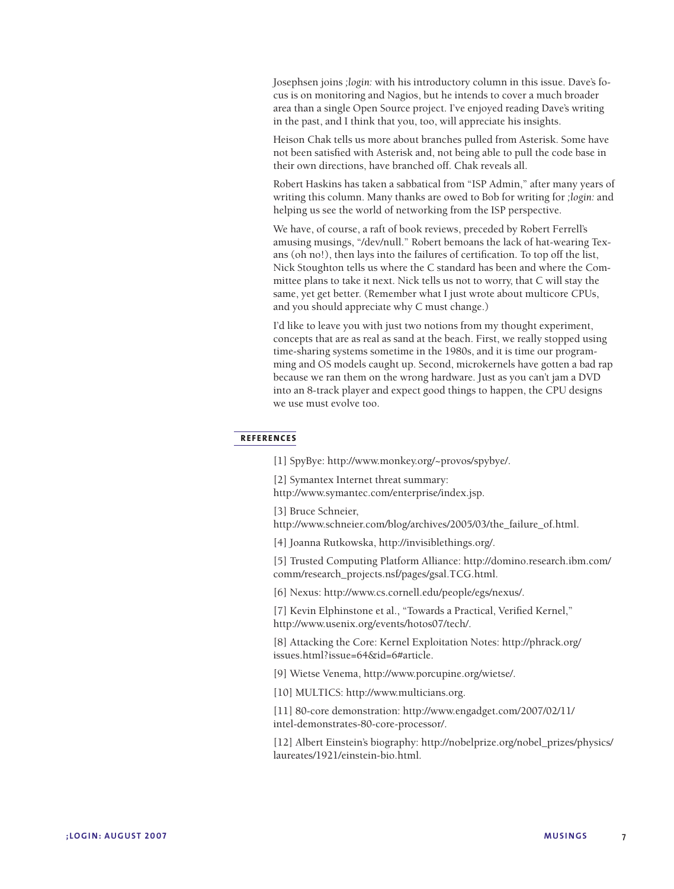Josephsen joins *;login:* with his introductory column in this issue. Dave's focus is on monitoring and Nagios, but he intends to cover a much broader area than a single Open Source project. I've enjoyed reading Dave's writing in the past, and I think that you, too, will appreciate his insights.

Heison Chak tells us more about branches pulled from Asterisk. Some have not been satisfied with Asterisk and, not being able to pull the code base in their own directions, have branched off. Chak reveals all.

Robert Haskins has taken a sabbatical from "ISP Admin," after many years of writing this column. Many thanks are owed to Bob for writing for *;login:* and helping us see the world of networking from the ISP perspective.

We have, of course, a raft of book reviews, preceded by Robert Ferrell's amusing musings, "/dev/null." Robert bemoans the lack of hat-wearing Texans (oh no!), then lays into the failures of certification. To top off the list, Nick Stoughton tells us where the C standard has been and where the Committee plans to take it next. Nick tells us not to worry, that C will stay the same, yet get better. (Remember what I just wrote about multicore CPUs, and you should appreciate why C must change.)

I'd like to leave you with just two notions from my thought experiment, concepts that are as real as sand at the beach. First, we really stopped using time-sharing systems sometime in the 1980s, and it is time our programming and OS models caught up. Second, microkernels have gotten a bad rap because we ran them on the wrong hardware. Just as you can't jam a DVD into an 8-track player and expect good things to happen, the CPU designs we use must evolve too.

## REFERENCES

[1] SpyBye: http://www.monkey.org/~provos/spybye/.

[2] Symantex Internet threat summary: http://www.symantec.com/enterprise/index.jsp.

[3] Bruce Schneier, http://www.schneier.com/blog/archives/2005/03/the_failure_of.html.

[4] Joanna Rutkowska, http://invisiblethings.org/.

[5] Trusted Computing Platform Alliance: http://domino.research.ibm.com/comm/research_projects.nsf/pages/gsal.TCG.html.

[6] Nexus: http://www.cs.cornell.edu/people/egs/nexus/.

[7] Kevin Elphinstone et al., "Towards a Practical, Verified Kernel," http://www.usenix.org/events/hotos07/tech/.

[8] Attacking the Core: Kernel Exploitation Notes: http://phrack.org/issues.html?issue=64&id=6#article.

[9] Wietse Venema, http://www.porcupine.org/wietse/.

[10] MULTICS: http://www.multicians.org.

[11] 80-core demonstration: http://www.engadget.com/2007/02/11/intel-demonstrates-80-core-processor/.

[12] Albert Einstein's biography: http://nobelprize.org/nobel_prizes/physics/laureates/1921/einstein-bio.html.